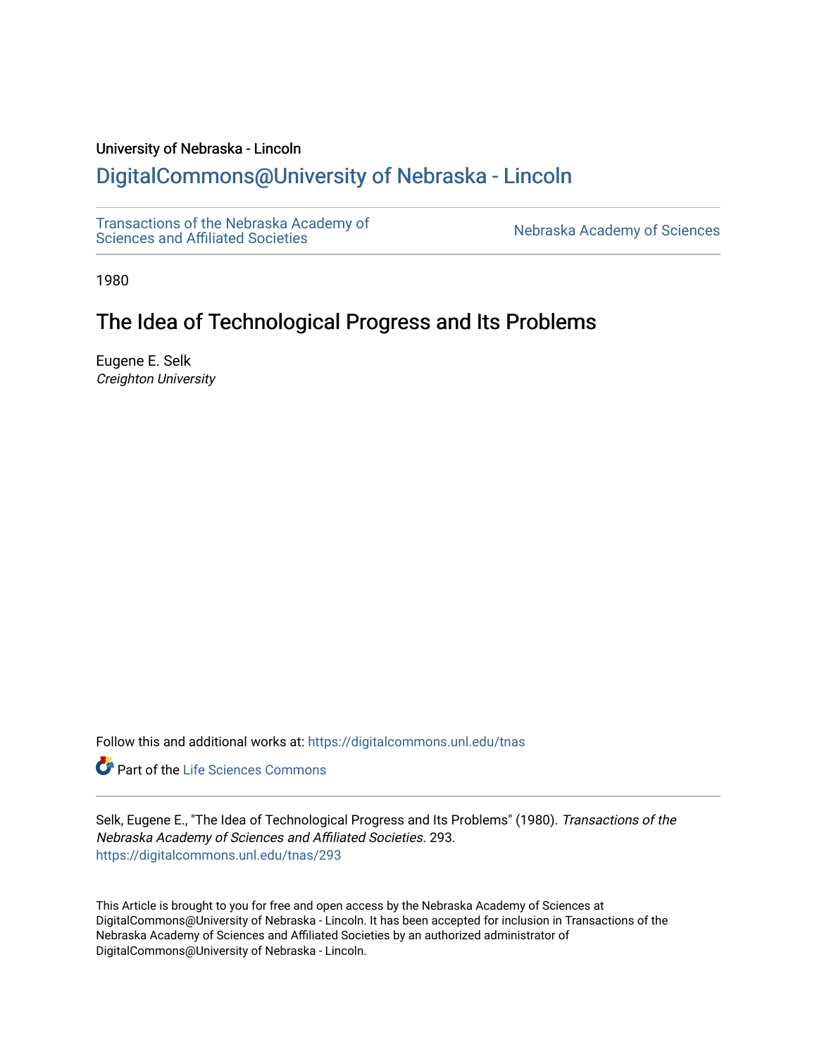University of Nebraska - Lincoln

## DigitalCommons@University of Nebraska - Lincoln

Transactions of the Nebraska Academy of Sciences and Affiliated Societies

Nebraska Academy of Sciences

1980

# The Idea of Technological Progress and Its Problems

Eugene E. Selk
*Creighton University*

Follow this and additional works at: https://digitalcommons.unl.edu/tnas

Part of the Life Sciences Commons

Selk, Eugene E., "The Idea of Technological Progress and Its Problems" (1980). *Transactions of the Nebraska Academy of Sciences and Affiliated Societies*. 293.
https://digitalcommons.unl.edu/tnas/293

This Article is brought to you for free and open access by the Nebraska Academy of Sciences at DigitalCommons@University of Nebraska - Lincoln. It has been accepted for inclusion in Transactions of the Nebraska Academy of Sciences and Affiliated Societies by an authorized administrator of DigitalCommons@University of Nebraska - Lincoln.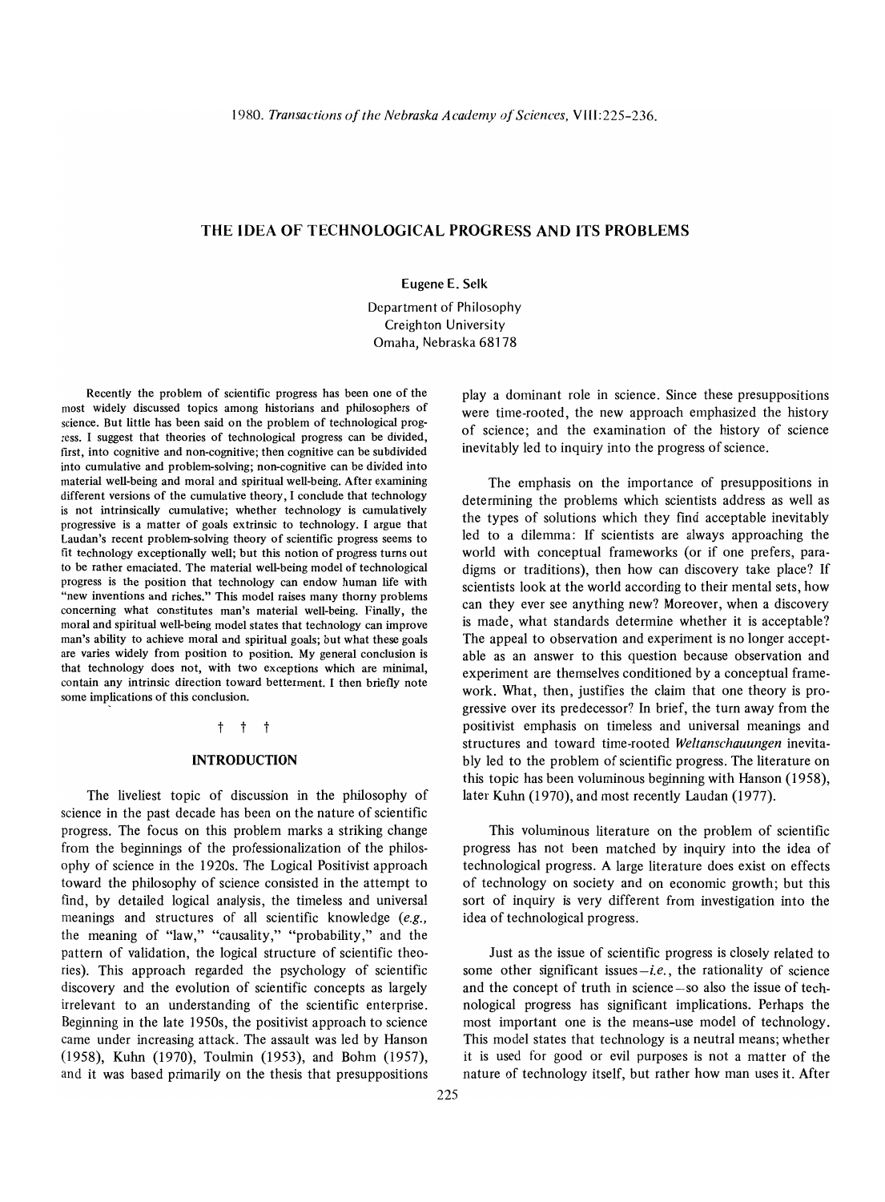# THE IDEA OF TECHNOLOGICAL PROGRESS AND ITS PROBLEMS

Eugene E. Selk

Department of Philosophy
Creighton University
Omaha, Nebraska 68178

Recently the problem of scientific progress has been one of the most widely discussed topics among historians and philosophers of science. But little has been said on the problem of technological progress. I suggest that theories of technological progress can be divided, first, into cognitive and non-cognitive; then cognitive can be subdivided into cumulative and problem-solving; non-cognitive can be divided into material well-being and moral and spiritual well-being. After examining different versions of the cumulative theory, I conclude that technology is not intrinsically cumulative; whether technology is cumulatively progressive is a matter of goals extrinsic to technology. I argue that Laudan's recent problem-solving theory of scientific progress seems to fit technology exceptionally well; but this notion of progress turns out to be rather emaciated. The material well-being model of technological progress is the position that technology can endow human life with "new inventions and riches." This model raises many thorny problems concerning what constitutes man's material well-being. Finally, the moral and spiritual well-being model states that technology can improve man's ability to achieve moral and spiritual goals; but what these goals are varies widely from position to position. My general conclusion is that technology does not, with two exceptions which are minimal, contain any intrinsic direction toward betterment. I then briefly note some implications of this conclusion.

† † †

## INTRODUCTION

The liveliest topic of discussion in the philosophy of science in the past decade has been on the nature of scientific progress. The focus on this problem marks a striking change from the beginnings of the professionalization of the philosophy of science in the 1920s. The Logical Positivist approach toward the philosophy of science consisted in the attempt to find, by detailed logical analysis, the timeless and universal meanings and structures of all scientific knowledge (*e.g.*, the meaning of "law," "causality," "probability," and the pattern of validation, the logical structure of scientific theories). This approach regarded the psychology of scientific discovery and the evolution of scientific concepts as largely irrelevant to an understanding of the scientific enterprise. Beginning in the late 1950s, the positivist approach to science came under increasing attack. The assault was led by Hanson (1958), Kuhn (1970), Toulmin (1953), and Bohm (1957), and it was based primarily on the thesis that presuppositions play a dominant role in science. Since these presuppositions were time-rooted, the new approach emphasized the history of science; and the examination of the history of science inevitably led to inquiry into the progress of science.

The emphasis on the importance of presuppositions in determining the problems which scientists address as well as the types of solutions which they find acceptable inevitably led to a dilemma: If scientists are always approaching the world with conceptual frameworks (or if one prefers, paradigms or traditions), then how can discovery take place? If scientists look at the world according to their mental sets, how can they ever see anything new? Moreover, when a discovery is made, what standards determine whether it is acceptable? The appeal to observation and experiment is no longer acceptable as an answer to this question because observation and experiment are themselves conditioned by a conceptual framework. What, then, justifies the claim that one theory is progressive over its predecessor? In brief, the turn away from the positivist emphasis on timeless and universal meanings and structures and toward time-rooted *Weltanschauungen* inevitably led to the problem of scientific progress. The literature on this topic has been voluminous beginning with Hanson (1958), later Kuhn (1970), and most recently Laudan (1977).

This voluminous literature on the problem of scientific progress has not been matched by inquiry into the idea of technological progress. A large literature does exist on effects of technology on society and on economic growth; but this sort of inquiry is very different from investigation into the idea of technological progress.

Just as the issue of scientific progress is closely related to some other significant issues—*i.e.*, the rationality of science and the concept of truth in science—so also the issue of technological progress has significant implications. Perhaps the most important one is the means-use model of technology. This model states that technology is a neutral means; whether it is used for good or evil purposes is not a matter of the nature of technology itself, but rather how man uses it. After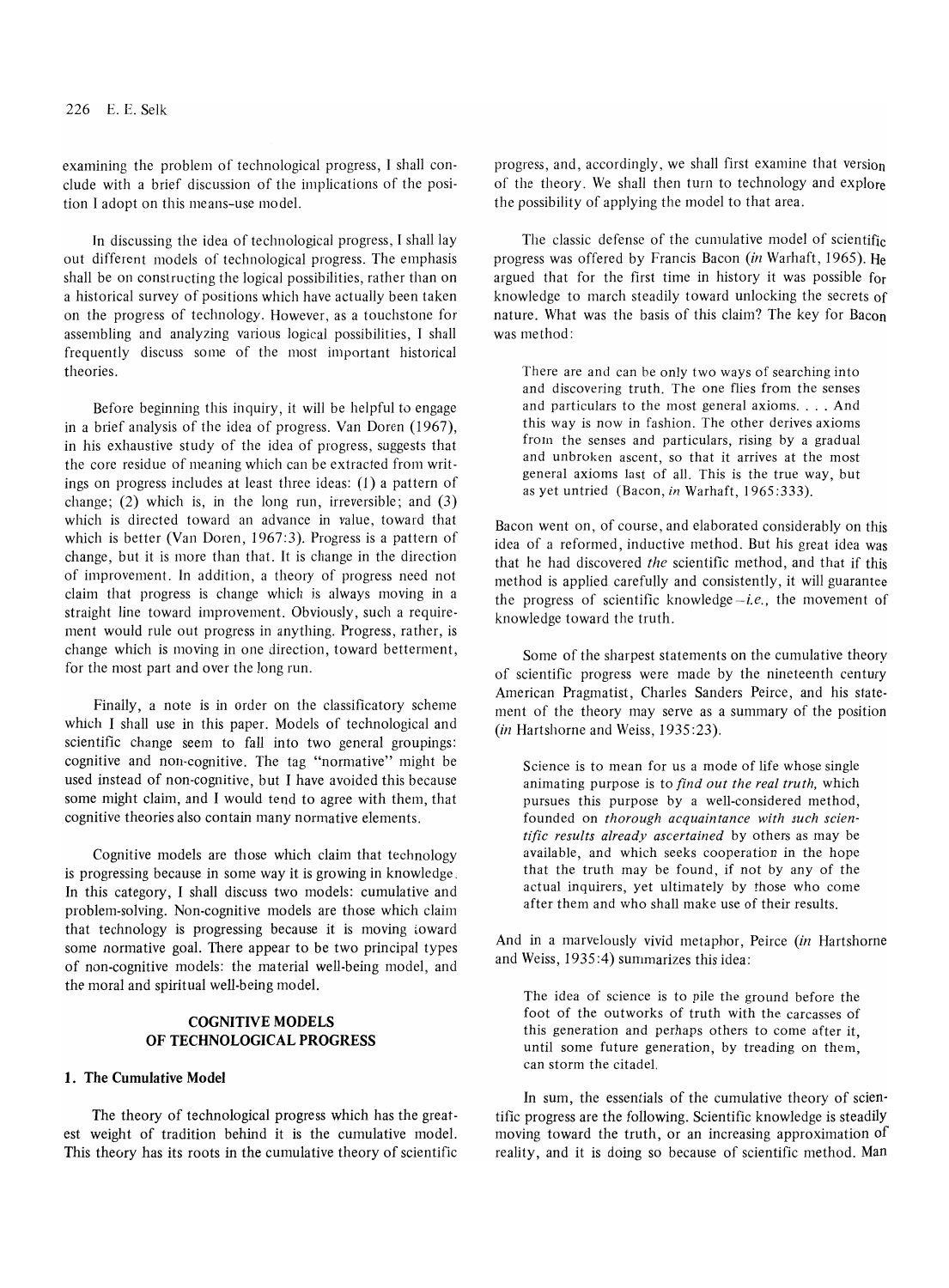examining the problem of technological progress, I shall conclude with a brief discussion of the implications of the position I adopt on this means-use model.

In discussing the idea of technological progress, I shall lay out different models of technological progress. The emphasis shall be on constructing the logical possibilities, rather than on a historical survey of positions which have actually been taken on the progress of technology. However, as a touchstone for assembling and analyzing various logical possibilities, I shall frequently discuss some of the most important historical theories.

Before beginning this inquiry, it will be helpful to engage in a brief analysis of the idea of progress. Van Doren (1967), in his exhaustive study of the idea of progress, suggests that the core residue of meaning which can be extracted from writings on progress includes at least three ideas: (1) a pattern of change; (2) which is, in the long run, irreversible; and (3) which is directed toward an advance in value, toward that which is better (Van Doren, 1967:3). Progress is a pattern of change, but it is more than that. It is change in the direction of improvement. In addition, a theory of progress need not claim that progress is change which is always moving in a straight line toward improvement. Obviously, such a requirement would rule out progress in anything. Progress, rather, is change which is moving in one direction, toward betterment, for the most part and over the long run.

Finally, a note is in order on the classificatory scheme which I shall use in this paper. Models of technological and scientific change seem to fall into two general groupings: cognitive and non-cognitive. The tag "normative" might be used instead of non-cognitive, but I have avoided this because some might claim, and I would tend to agree with them, that cognitive theories also contain many normative elements.

Cognitive models are those which claim that technology is progressing because in some way it is growing in knowledge. In this category, I shall discuss two models: cumulative and problem-solving. Non-cognitive models are those which claim that technology is progressing because it is moving toward some normative goal. There appear to be two principal types of non-cognitive models: the material well-being model, and the moral and spiritual well-being model.

## COGNITIVE MODELS OF TECHNOLOGICAL PROGRESS

### 1. The Cumulative Model

The theory of technological progress which has the greatest weight of tradition behind it is the cumulative model. This theory has its roots in the cumulative theory of scientific progress, and, accordingly, we shall first examine that version of the theory. We shall then turn to technology and explore the possibility of applying the model to that area.

The classic defense of the cumulative model of scientific progress was offered by Francis Bacon (*in* Warhaft, 1965). He argued that for the first time in history it was possible for knowledge to march steadily toward unlocking the secrets of nature. What was the basis of this claim? The key for Bacon was method:

> There are and can be only two ways of searching into and discovering truth. The one flies from the senses and particulars to the most general axioms. . . . And this way is now in fashion. The other derives axioms from the senses and particulars, rising by a gradual and unbroken ascent, so that it arrives at the most general axioms last of all. This is the true way, but as yet untried (Bacon, *in* Warhaft, 1965:333).

Bacon went on, of course, and elaborated considerably on this idea of a reformed, inductive method. But his great idea was that he had discovered *the* scientific method, and that if this method is applied carefully and consistently, it will guarantee the progress of scientific knowledge—*i.e.*, the movement of knowledge toward the truth.

Some of the sharpest statements on the cumulative theory of scientific progress were made by the nineteenth century American Pragmatist, Charles Sanders Peirce, and his statement of the theory may serve as a summary of the position (*in* Hartshorne and Weiss, 1935:23).

> Science is to mean for us a mode of life whose single animating purpose is to *find out the real truth,* which pursues this purpose by a well-considered method, founded on *thorough acquaintance with such scientific results already ascertained* by others as may be available, and which seeks cooperation in the hope that the truth may be found, if not by any of the actual inquirers, yet ultimately by those who come after them and who shall make use of their results.

And in a marvelously vivid metaphor, Peirce (*in* Hartshorne and Weiss, 1935:4) summarizes this idea:

> The idea of science is to pile the ground before the foot of the outworks of truth with the carcasses of this generation and perhaps others to come after it, until some future generation, by treading on them, can storm the citadel.

In sum, the essentials of the cumulative theory of scientific progress are the following. Scientific knowledge is steadily moving toward the truth, or an increasing approximation of reality, and it is doing so because of scientific method. Man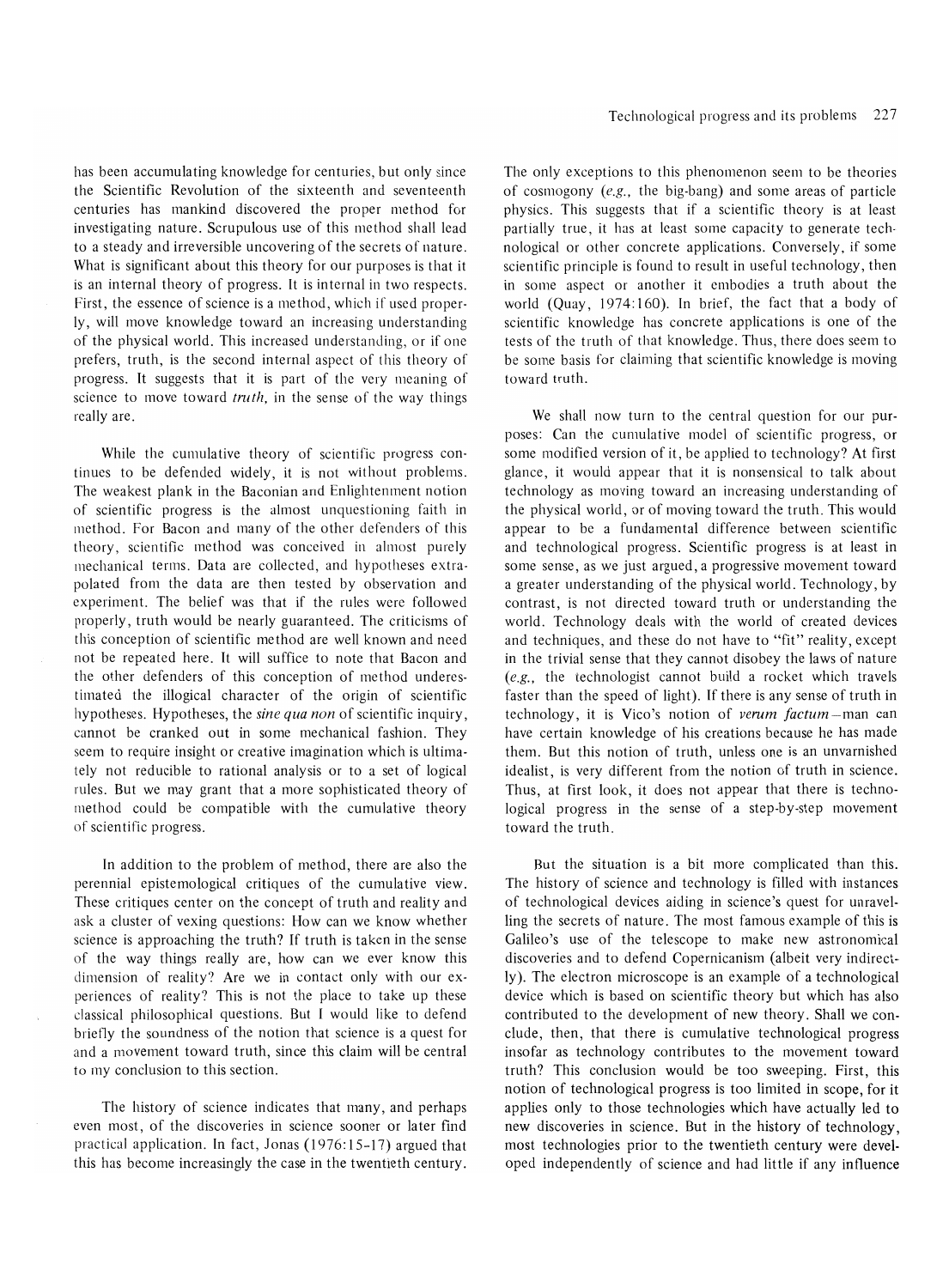has been accumulating knowledge for centuries, but only since the Scientific Revolution of the sixteenth and seventeenth centuries has mankind discovered the proper method for investigating nature. Scrupulous use of this method shall lead to a steady and irreversible uncovering of the secrets of nature. What is significant about this theory for our purposes is that it is an internal theory of progress. It is internal in two respects. First, the essence of science is a method, which if used properly, will move knowledge toward an increasing understanding of the physical world. This increased understanding, or if one prefers, truth, is the second internal aspect of this theory of progress. It suggests that it is part of the very meaning of science to move toward *truth*, in the sense of the way things really are.

While the cumulative theory of scientific progress continues to be defended widely, it is not without problems. The weakest plank in the Baconian and Enlightenment notion of scientific progress is the almost unquestioning faith in method. For Bacon and many of the other defenders of this theory, scientific method was conceived in almost purely mechanical terms. Data are collected, and hypotheses extrapolated from the data are then tested by observation and experiment. The belief was that if the rules were followed properly, truth would be nearly guaranteed. The criticisms of this conception of scientific method are well known and need not be repeated here. It will suffice to note that Bacon and the other defenders of this conception of method underestimated the illogical character of the origin of scientific hypotheses. Hypotheses, the *sine qua non* of scientific inquiry, cannot be cranked out in some mechanical fashion. They seem to require insight or creative imagination which is ultimately not reducible to rational analysis or to a set of logical rules. But we may grant that a more sophisticated theory of method could be compatible with the cumulative theory of scientific progress.

In addition to the problem of method, there are also the perennial epistemological critiques of the cumulative view. These critiques center on the concept of truth and reality and ask a cluster of vexing questions: How can we know whether science is approaching the truth? If truth is taken in the sense of the way things really are, how can we ever know this dimension of reality? Are we in contact only with our experiences of reality? This is not the place to take up these classical philosophical questions. But I would like to defend briefly the soundness of the notion that science is a quest for and a movement toward truth, since this claim will be central to my conclusion to this section.

The history of science indicates that many, and perhaps even most, of the discoveries in science sooner or later find practical application. In fact, Jonas (1976:15-17) argued that this has become increasingly the case in the twentieth century. The only exceptions to this phenomenon seem to be theories of cosmogony (*e.g.*, the big-bang) and some areas of particle physics. This suggests that if a scientific theory is at least partially true, it has at least some capacity to generate technological or other concrete applications. Conversely, if some scientific principle is found to result in useful technology, then in some aspect or another it embodies a truth about the world (Quay, 1974:160). In brief, the fact that a body of scientific knowledge has concrete applications is one of the tests of the truth of that knowledge. Thus, there does seem to be some basis for claiming that scientific knowledge is moving toward truth.

We shall now turn to the central question for our purposes: Can the cumulative model of scientific progress, or some modified version of it, be applied to technology? At first glance, it would appear that it is nonsensical to talk about technology as moving toward an increasing understanding of the physical world, or of moving toward the truth. This would appear to be a fundamental difference between scientific and technological progress. Scientific progress is at least in some sense, as we just argued, a progressive movement toward a greater understanding of the physical world. Technology, by contrast, is not directed toward truth or understanding the world. Technology deals with the world of created devices and techniques, and these do not have to "fit" reality, except in the trivial sense that they cannot disobey the laws of nature (*e.g.*, the technologist cannot build a rocket which travels faster than the speed of light). If there is any sense of truth in technology, it is Vico's notion of *verum factum*—man can have certain knowledge of his creations because he has made them. But this notion of truth, unless one is an unvarnished idealist, is very different from the notion of truth in science. Thus, at first look, it does not appear that there is technological progress in the sense of a step-by-step movement toward the truth.

But the situation is a bit more complicated than this. The history of science and technology is filled with instances of technological devices aiding in science's quest for unravelling the secrets of nature. The most famous example of this is Galileo's use of the telescope to make new astronomical discoveries and to defend Copernicanism (albeit very indirectly). The electron microscope is an example of a technological device which is based on scientific theory but which has also contributed to the development of new theory. Shall we conclude, then, that there is cumulative technological progress insofar as technology contributes to the movement toward truth? This conclusion would be too sweeping. First, this notion of technological progress is too limited in scope, for it applies only to those technologies which have actually led to new discoveries in science. But in the history of technology, most technologies prior to the twentieth century were developed independently of science and had little if any influence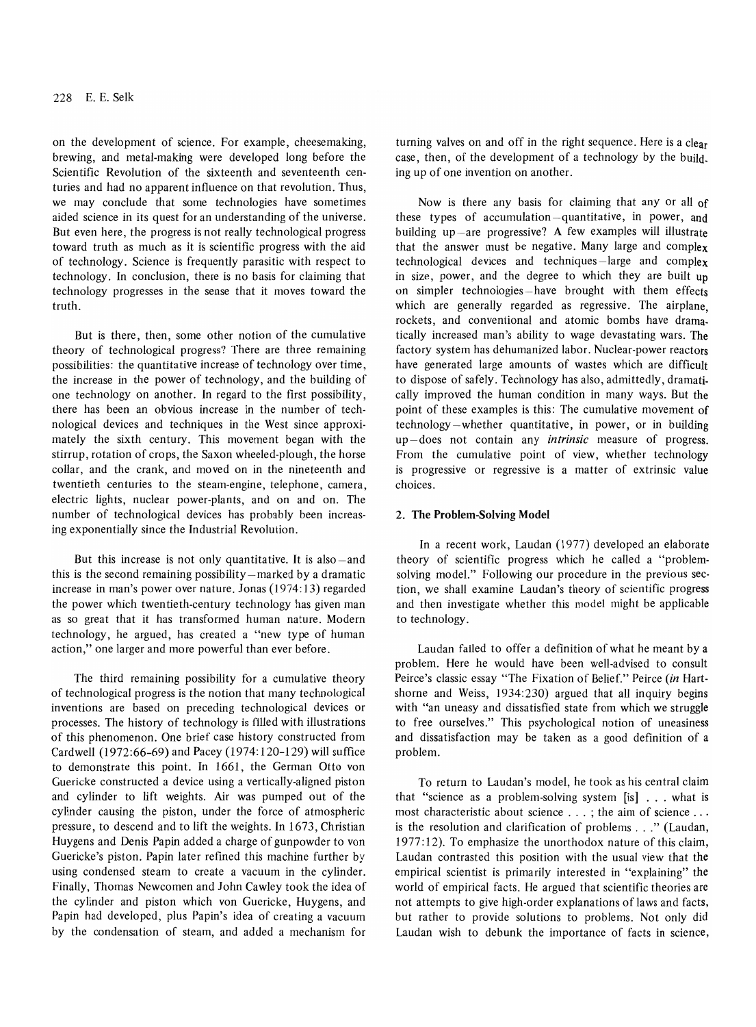on the development of science. For example, cheesemaking, brewing, and metal-making were developed long before the Scientific Revolution of the sixteenth and seventeenth centuries and had no apparent influence on that revolution. Thus, we may conclude that some technologies have sometimes aided science in its quest for an understanding of the universe. But even here, the progress is not really technological progress toward truth as much as it is scientific progress with the aid of technology. Science is frequently parasitic with respect to technology. In conclusion, there is no basis for claiming that technology progresses in the sense that it moves toward the truth.

But is there, then, some other notion of the cumulative theory of technological progress? There are three remaining possibilities: the quantitative increase of technology over time, the increase in the power of technology, and the building of one technology on another. In regard to the first possibility, there has been an obvious increase in the number of technological devices and techniques in the West since approximately the sixth century. This movement began with the stirrup, rotation of crops, the Saxon wheeled-plough, the horse collar, and the crank, and moved on in the nineteenth and twentieth centuries to the steam-engine, telephone, camera, electric lights, nuclear power-plants, and on and on. The number of technological devices has probably been increasing exponentially since the Industrial Revolution.

But this increase is not only quantitative. It is also—and this is the second remaining possibility—marked by a dramatic increase in man's power over nature. Jonas (1974:13) regarded the power which twentieth-century technology has given man as so great that it has transformed human nature. Modern technology, he argued, has created a "new type of human action," one larger and more powerful than ever before.

The third remaining possibility for a cumulative theory of technological progress is the notion that many technological inventions are based on preceding technological devices or processes. The history of technology is filled with illustrations of this phenomenon. One brief case history constructed from Cardwell (1972:66-69) and Pacey (1974:120-129) will suffice to demonstrate this point. In 1661, the German Otto von Guericke constructed a device using a vertically-aligned piston and cylinder to lift weights. Air was pumped out of the cylinder causing the piston, under the force of atmospheric pressure, to descend and to lift the weights. In 1673, Christian Huygens and Denis Papin added a charge of gunpowder to von Guericke's piston. Papin later refined this machine further by using condensed steam to create a vacuum in the cylinder. Finally, Thomas Newcomen and John Cawley took the idea of the cylinder and piston which von Guericke, Huygens, and Papin had developed, plus Papin's idea of creating a vacuum by the condensation of steam, and added a mechanism for turning valves on and off in the right sequence. Here is a clear case, then, of the development of a technology by the building up of one invention on another.

Now is there any basis for claiming that any or all of these types of accumulation—quantitative, in power, and building up—are progressive? A few examples will illustrate that the answer must be negative. Many large and complex technological devices and techniques—large and complex in size, power, and the degree to which they are built up on simpler technologies—have brought with them effects which are generally regarded as regressive. The airplane, rockets, and conventional and atomic bombs have dramatically increased man's ability to wage devastating wars. The factory system has dehumanized labor. Nuclear-power reactors have generated large amounts of wastes which are difficult to dispose of safely. Technology has also, admittedly, dramatically improved the human condition in many ways. But the point of these examples is this: The cumulative movement of technology—whether quantitative, in power, or in building up—does not contain any *intrinsic* measure of progress. From the cumulative point of view, whether technology is progressive or regressive is a matter of extrinsic value choices.

## 2. The Problem-Solving Model

In a recent work, Laudan (1977) developed an elaborate theory of scientific progress which he called a "problem-solving model." Following our procedure in the previous section, we shall examine Laudan's theory of scientific progress and then investigate whether this model might be applicable to technology.

Laudan failed to offer a definition of what he meant by a problem. Here he would have been well-advised to consult Peirce's classic essay "The Fixation of Belief." Peirce (*in* Hartshorne and Weiss, 1934:230) argued that all inquiry begins with "an uneasy and dissatisfied state from which we struggle to free ourselves." This psychological notion of uneasiness and dissatisfaction may be taken as a good definition of a problem.

To return to Laudan's model, he took as his central claim that "science as a problem-solving system [is] . . . what is most characteristic about science . . . ; the aim of science . . . is the resolution and clarification of problems . . ." (Laudan, 1977:12). To emphasize the unorthodox nature of this claim, Laudan contrasted this position with the usual view that the empirical scientist is primarily interested in "explaining" the world of empirical facts. He argued that scientific theories are not attempts to give high-order explanations of laws and facts, but rather to provide solutions to problems. Not only did Laudan wish to debunk the importance of facts in science,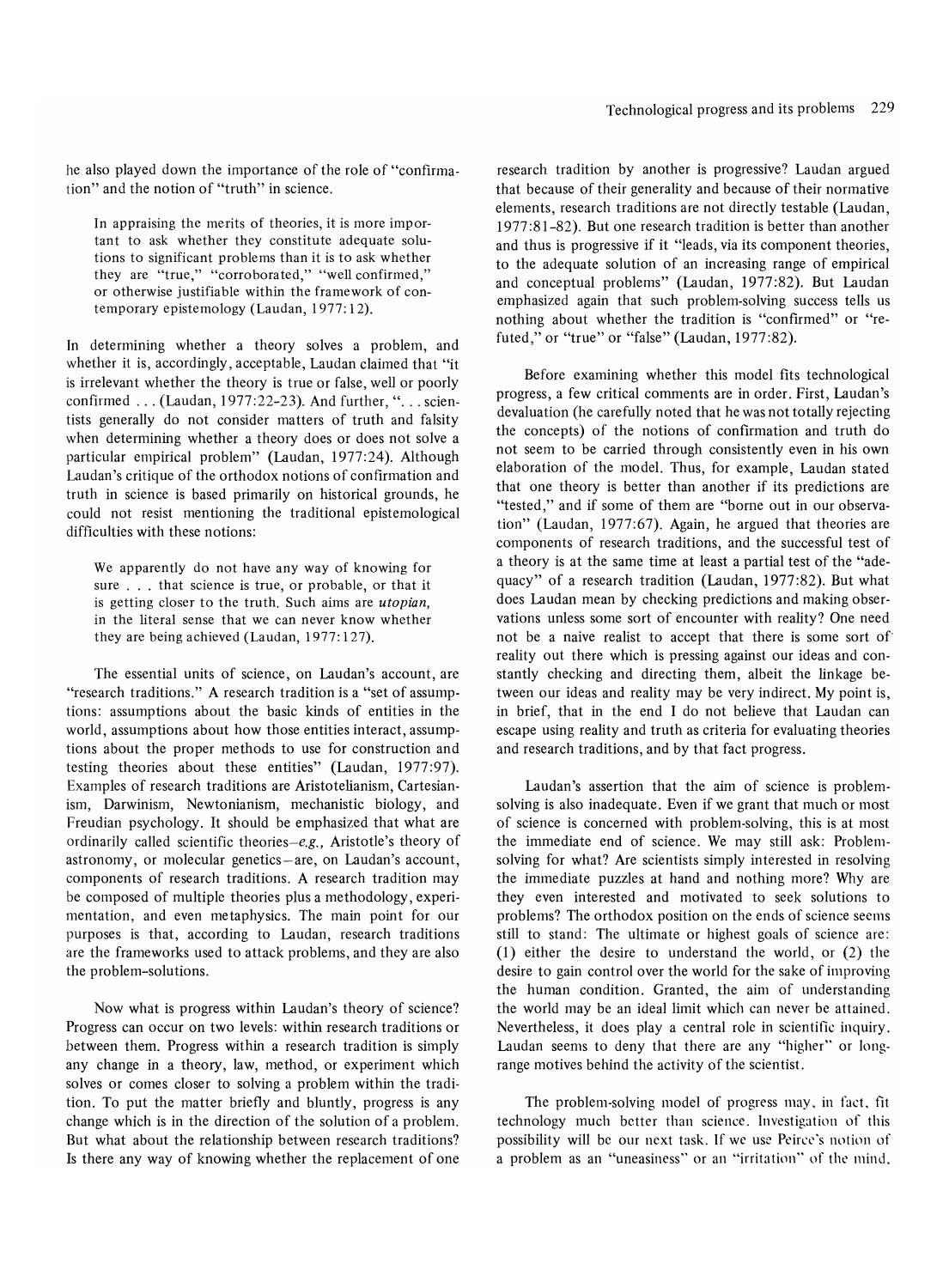he also played down the importance of the role of "confirmation" and the notion of "truth" in science.

> In appraising the merits of theories, it is more important to ask whether they constitute adequate solutions to significant problems than it is to ask whether they are "true," "corroborated," "well confirmed," or otherwise justifiable within the framework of contemporary epistemology (Laudan, 1977:12).

In determining whether a theory solves a problem, and whether it is, accordingly, acceptable, Laudan claimed that "it is irrelevant whether the theory is true or false, well or poorly confirmed . . . (Laudan, 1977:22-23). And further, ". . . scientists generally do not consider matters of truth and falsity when determining whether a theory does or does not solve a particular empirical problem" (Laudan, 1977:24). Although Laudan's critique of the orthodox notions of confirmation and truth in science is based primarily on historical grounds, he could not resist mentioning the traditional epistemological difficulties with these notions:

> We apparently do not have any way of knowing for sure . . . that science is true, or probable, or that it is getting closer to the truth. Such aims are *utopian,* in the literal sense that we can never know whether they are being achieved (Laudan, 1977:127).

The essential units of science, on Laudan's account, are "research traditions." A research tradition is a "set of assumptions: assumptions about the basic kinds of entities in the world, assumptions about how those entities interact, assumptions about the proper methods to use for construction and testing theories about these entities" (Laudan, 1977:97). Examples of research traditions are Aristotelianism, Cartesianism, Darwinism, Newtonianism, mechanistic biology, and Freudian psychology. It should be emphasized that what are ordinarily called scientific theories—*e.g.,* Aristotle's theory of astronomy, or molecular genetics—are, on Laudan's account, components of research traditions. A research tradition may be composed of multiple theories plus a methodology, experimentation, and even metaphysics. The main point for our purposes is that, according to Laudan, research traditions are the frameworks used to attack problems, and they are also the problem-solutions.

Now what is progress within Laudan's theory of science? Progress can occur on two levels: within research traditions or between them. Progress within a research tradition is simply any change in a theory, law, method, or experiment which solves or comes closer to solving a problem within the tradition. To put the matter briefly and bluntly, progress is any change which is in the direction of the solution of a problem. But what about the relationship between research traditions? Is there any way of knowing whether the replacement of one research tradition by another is progressive? Laudan argued that because of their generality and because of their normative elements, research traditions are not directly testable (Laudan, 1977:81-82). But one research tradition is better than another and thus is progressive if it "leads, via its component theories, to the adequate solution of an increasing range of empirical and conceptual problems" (Laudan, 1977:82). But Laudan emphasized again that such problem-solving success tells us nothing about whether the tradition is "confirmed" or "refuted," or "true" or "false" (Laudan, 1977:82).

Before examining whether this model fits technological progress, a few critical comments are in order. First, Laudan's devaluation (he carefully noted that he was not totally rejecting the concepts) of the notions of confirmation and truth do not seem to be carried through consistently even in his own elaboration of the model. Thus, for example, Laudan stated that one theory is better than another if its predictions are "tested," and if some of them are "borne out in our observation" (Laudan, 1977:67). Again, he argued that theories are components of research traditions, and the successful test of a theory is at the same time at least a partial test of the "adequacy" of a research tradition (Laudan, 1977:82). But what does Laudan mean by checking predictions and making observations unless some sort of encounter with reality? One need not be a naive realist to accept that there is some sort of reality out there which is pressing against our ideas and constantly checking and directing them, albeit the linkage between our ideas and reality may be very indirect. My point is, in brief, that in the end I do not believe that Laudan can escape using reality and truth as criteria for evaluating theories and research traditions, and by that fact progress.

Laudan's assertion that the aim of science is problem-solving is also inadequate. Even if we grant that much or most of science is concerned with problem-solving, this is at most the immediate end of science. We may still ask: Problem-solving for what? Are scientists simply interested in resolving the immediate puzzles at hand and nothing more? Why are they even interested and motivated to seek solutions to problems? The orthodox position on the ends of science seems still to stand: The ultimate or highest goals of science are: (1) either the desire to understand the world, or (2) the desire to gain control over the world for the sake of improving the human condition. Granted, the aim of understanding the world may be an ideal limit which can never be attained. Nevertheless, it does play a central role in scientific inquiry. Laudan seems to deny that there are any "higher" or long-range motives behind the activity of the scientist.

The problem-solving model of progress may, in fact, fit technology much better than science. Investigation of this possibility will be our next task. If we use Peirce's notion of a problem as an "uneasiness" or an "irritation" of the mind,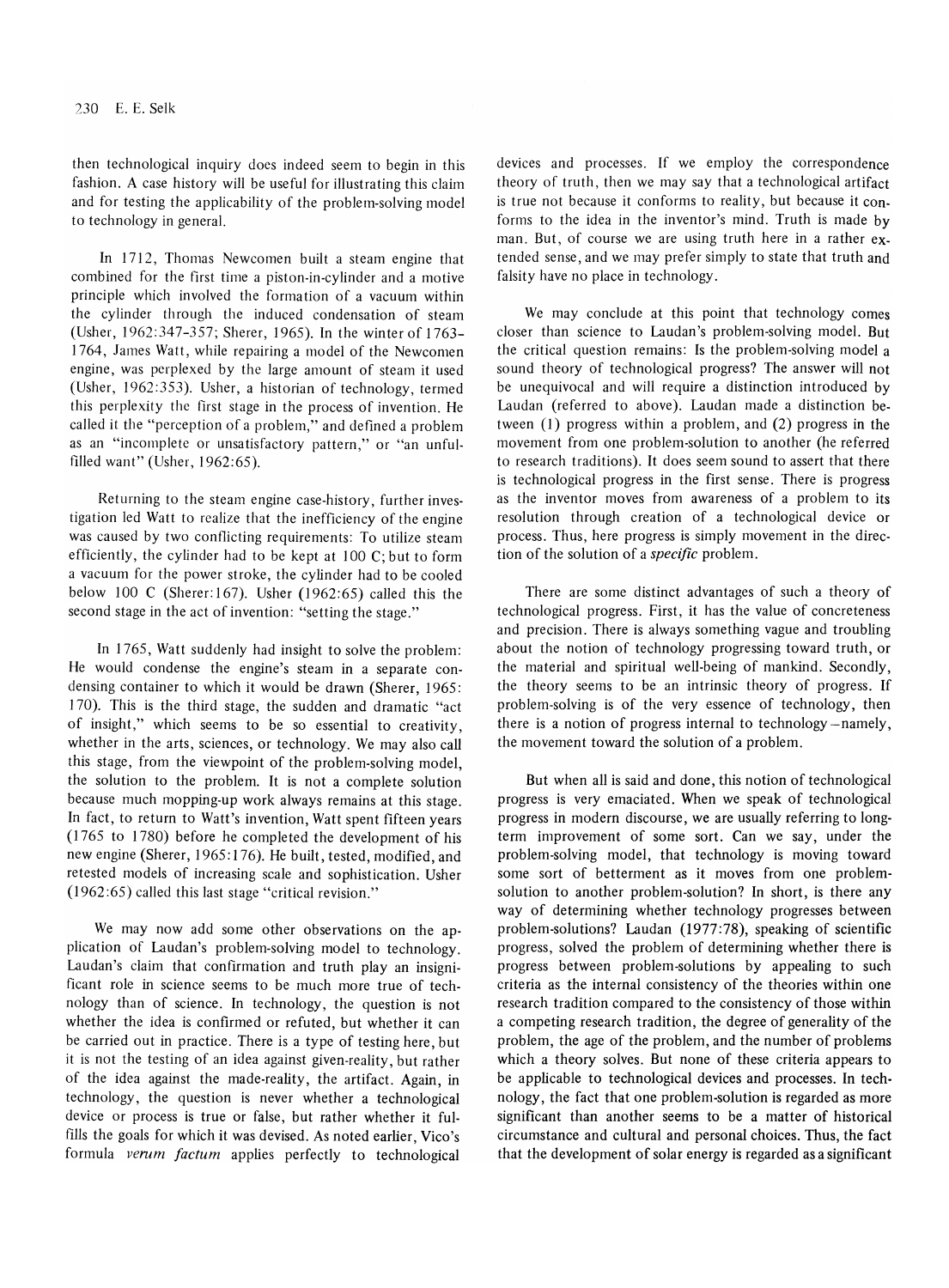then technological inquiry does indeed seem to begin in this fashion. A case history will be useful for illustrating this claim and for testing the applicability of the problem-solving model to technology in general.

In 1712, Thomas Newcomen built a steam engine that combined for the first time a piston-in-cylinder and a motive principle which involved the formation of a vacuum within the cylinder through the induced condensation of steam (Usher, 1962:347–357; Sherer, 1965). In the winter of 1763–1764, James Watt, while repairing a model of the Newcomen engine, was perplexed by the large amount of steam it used (Usher, 1962:353). Usher, a historian of technology, termed this perplexity the first stage in the process of invention. He called it the "perception of a problem," and defined a problem as an "incomplete or unsatisfactory pattern," or "an unfulfilled want" (Usher, 1962:65).

Returning to the steam engine case-history, further investigation led Watt to realize that the inefficiency of the engine was caused by two conflicting requirements: To utilize steam efficiently, the cylinder had to be kept at 100 C; but to form a vacuum for the power stroke, the cylinder had to be cooled below 100 C (Sherer:167). Usher (1962:65) called this the second stage in the act of invention: "setting the stage."

In 1765, Watt suddenly had insight to solve the problem: He would condense the engine's steam in a separate condensing container to which it would be drawn (Sherer, 1965: 170). This is the third stage, the sudden and dramatic "act of insight," which seems to be so essential to creativity, whether in the arts, sciences, or technology. We may also call this stage, from the viewpoint of the problem-solving model, the solution to the problem. It is not a complete solution because much mopping-up work always remains at this stage. In fact, to return to Watt's invention, Watt spent fifteen years (1765 to 1780) before he completed the development of his new engine (Sherer, 1965:176). He built, tested, modified, and retested models of increasing scale and sophistication. Usher (1962:65) called this last stage "critical revision."

We may now add some other observations on the application of Laudan's problem-solving model to technology. Laudan's claim that confirmation and truth play an insignificant role in science seems to be much more true of technology than of science. In technology, the question is not whether the idea is confirmed or refuted, but whether it can be carried out in practice. There is a type of testing here, but it is not the testing of an idea against given-reality, but rather of the idea against the made-reality, the artifact. Again, in technology, the question is never whether a technological device or process is true or false, but rather whether it fulfills the goals for which it was devised. As noted earlier, Vico's formula *verum factum* applies perfectly to technological devices and processes. If we employ the correspondence theory of truth, then we may say that a technological artifact is true not because it conforms to reality, but because it conforms to the idea in the inventor's mind. Truth is made by man. But, of course we are using truth here in a rather extended sense, and we may prefer simply to state that truth and falsity have no place in technology.

We may conclude at this point that technology comes closer than science to Laudan's problem-solving model. But the critical question remains: Is the problem-solving model a sound theory of technological progress? The answer will not be unequivocal and will require a distinction introduced by Laudan (referred to above). Laudan made a distinction between (1) progress within a problem, and (2) progress in the movement from one problem-solution to another (he referred to research traditions). It does seem sound to assert that there is technological progress in the first sense. There is progress as the inventor moves from awareness of a problem to its resolution through creation of a technological device or process. Thus, here progress is simply movement in the direction of the solution of a *specific* problem.

There are some distinct advantages of such a theory of technological progress. First, it has the value of concreteness and precision. There is always something vague and troubling about the notion of technology progressing toward truth, or the material and spiritual well-being of mankind. Secondly, the theory seems to be an intrinsic theory of progress. If problem-solving is of the very essence of technology, then there is a notion of progress internal to technology—namely, the movement toward the solution of a problem.

But when all is said and done, this notion of technological progress is very emaciated. When we speak of technological progress in modern discourse, we are usually referring to long-term improvement of some sort. Can we say, under the problem-solving model, that technology is moving toward some sort of betterment as it moves from one problem-solution to another problem-solution? In short, is there any way of determining whether technology progresses between problem-solutions? Laudan (1977:78), speaking of scientific progress, solved the problem of determining whether there is progress between problem-solutions by appealing to such criteria as the internal consistency of the theories within one research tradition compared to the consistency of those within a competing research tradition, the degree of generality of the problem, the age of the problem, and the number of problems which a theory solves. But none of these criteria appears to be applicable to technological devices and processes. In technology, the fact that one problem-solution is regarded as more significant than another seems to be a matter of historical circumstance and cultural and personal choices. Thus, the fact that the development of solar energy is regarded as a significant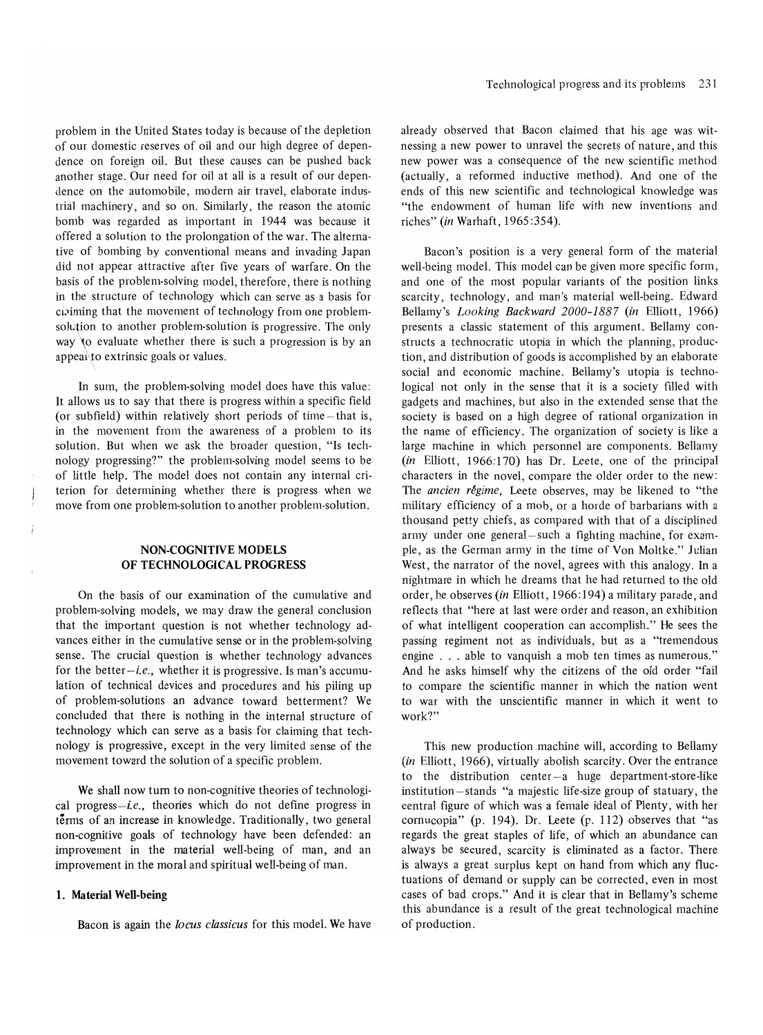problem in the United States today is because of the depletion of our domestic reserves of oil and our high degree of dependence on foreign oil. But these causes can be pushed back another stage. Our need for oil at all is a result of our dependence on the automobile, modern air travel, elaborate industrial machinery, and so on. Similarly, the reason the atomic bomb was regarded as important in 1944 was because it offered a solution to the prolongation of the war. The alternative of bombing by conventional means and invading Japan did not appear attractive after five years of warfare. On the basis of the problem-solving model, therefore, there is nothing in the structure of technology which can serve as a basis for claiming that the movement of technology from one problem-solution to another problem-solution is progressive. The only way to evaluate whether there is such a progression is by an appeal to extrinsic goals or values.

In sum, the problem-solving model does have this value: It allows us to say that there is progress within a specific field (or subfield) within relatively short periods of time—that is, in the movement from the awareness of a problem to its solution. But when we ask the broader question, "Is technology progressing?" the problem-solving model seems to be of little help. The model does not contain any internal criterion for determining whether there is progress when we move from one problem-solution to another problem-solution.

## NON-COGNITIVE MODELS OF TECHNOLOGICAL PROGRESS

On the basis of our examination of the cumulative and problem-solving models, we may draw the general conclusion that the important question is not whether technology advances either in the cumulative sense or in the problem-solving sense. The crucial question is whether technology advances for the better—*i.e.,* whether it is progressive. Is man's accumulation of technical devices and procedures and his piling up of problem-solutions an advance toward betterment? We concluded that there is nothing in the internal structure of technology which can serve as a basis for claiming that technology is progressive, except in the very limited sense of the movement toward the solution of a specific problem.

We shall now turn to non-cognitive theories of technological progress—*i.e.,* theories which do not define progress in terms of an increase in knowledge. Traditionally, two general non-cognitive goals of technology have been defended: an improvement in the material well-being of man, and an improvement in the moral and spiritual well-being of man.

### 1. Material Well-being

Bacon is again the *locus classicus* for this model. We have already observed that Bacon claimed that his age was witnessing a new power to unravel the secrets of nature, and this new power was a consequence of the new scientific method (actually, a reformed inductive method). And one of the ends of this new scientific and technological knowledge was "the endowment of human life with new inventions and riches" (*in* Warhaft, 1965:354).

Bacon's position is a very general form of the material well-being model. This model can be given more specific form, and one of the most popular variants of the position links scarcity, technology, and man's material well-being. Edward Bellamy's *Looking Backward 2000-1887* (*in* Elliott, 1966) presents a classic statement of this argument. Bellamy constructs a technocratic utopia in which the planning, production, and distribution of goods is accomplished by an elaborate social and economic machine. Bellamy's utopia is technological not only in the sense that it is a society filled with gadgets and machines, but also in the extended sense that the society is based on a high degree of rational organization in the name of efficiency. The organization of society is like a large machine in which personnel are components. Bellamy (*in* Elliott, 1966:170) has Dr. Leete, one of the principal characters in the novel, compare the older order to the new: The *ancien régime,* Leete observes, may be likened to "the military efficiency of a mob, or a horde of barbarians with a thousand petty chiefs, as compared with that of a disciplined army under one general—such a fighting machine, for example, as the German army in the time of Von Moltke." Julian West, the narrator of the novel, agrees with this analogy. In a nightmare in which he dreams that he had returned to the old order, he observes (*in* Elliott, 1966:194) a military parade, and reflects that "here at last were order and reason, an exhibition of what intelligent cooperation can accomplish." He sees the passing regiment not as individuals, but as a "tremendous engine . . . able to vanquish a mob ten times as numerous." And he asks himself why the citizens of the old order "fail to compare the scientific manner in which the nation went to war with the unscientific manner in which it went to work?"

This new production machine will, according to Bellamy (*in* Elliott, 1966), virtually abolish scarcity. Over the entrance to the distribution center—a huge department-store-like institution—stands "a majestic life-size group of statuary, the central figure of which was a female ideal of Plenty, with her cornucopia" (p. 194). Dr. Leete (p. 112) observes that "as regards the great staples of life, of which an abundance can always be secured, scarcity is eliminated as a factor. There is always a great surplus kept on hand from which any fluctuations of demand or supply can be corrected, even in most cases of bad crops." And it is clear that in Bellamy's scheme this abundance is a result of the great technological machine of production.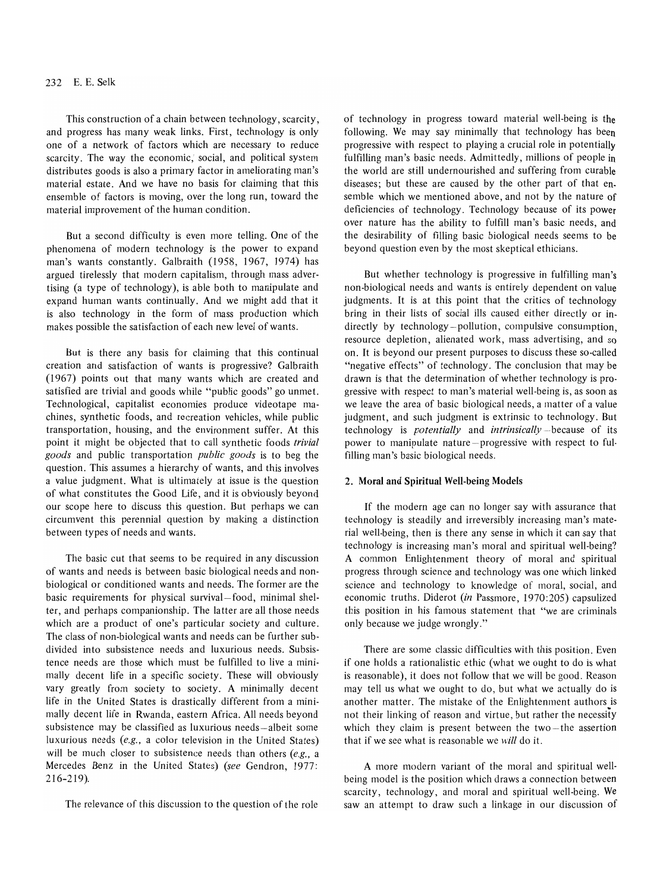This construction of a chain between technology, scarcity, and progress has many weak links. First, technology is only one of a network of factors which are necessary to reduce scarcity. The way the economic, social, and political system distributes goods is also a primary factor in ameliorating man's material estate. And we have no basis for claiming that this ensemble of factors is moving, over the long run, toward the material improvement of the human condition.

But a second difficulty is even more telling. One of the phenomena of modern technology is the power to expand man's wants constantly. Galbraith (1958, 1967, 1974) has argued tirelessly that modern capitalism, through mass advertising (a type of technology), is able both to manipulate and expand human wants continually. And we might add that it is also technology in the form of mass production which makes possible the satisfaction of each new level of wants.

But is there any basis for claiming that this continual creation and satisfaction of wants is progressive? Galbraith (1967) points out that many wants which are created and satisfied are trivial and goods while "public goods" go unmet. Technological, capitalist economies produce videotape machines, synthetic foods, and recreation vehicles, while public transportation, housing, and the environment suffer. At this point it might be objected that to call synthetic foods *trivial goods* and public transportation *public goods* is to beg the question. This assumes a hierarchy of wants, and this involves a value judgment. What is ultimately at issue is the question of what constitutes the Good Life, and it is obviously beyond our scope here to discuss this question. But perhaps we can circumvent this perennial question by making a distinction between types of needs and wants.

The basic cut that seems to be required in any discussion of wants and needs is between basic biological needs and non-biological or conditioned wants and needs. The former are the basic requirements for physical survival—food, minimal shelter, and perhaps companionship. The latter are all those needs which are a product of one's particular society and culture. The class of non-biological wants and needs can be further subdivided into subsistence needs and luxurious needs. Subsistence needs are those which must be fulfilled to live a minimally decent life in a specific society. These will obviously vary greatly from society to society. A minimally decent life in the United States is drastically different from a minimally decent life in Rwanda, eastern Africa. All needs beyond subsistence may be classified as luxurious needs—albeit some luxurious needs (*e.g.,* a color television in the United States) will be much closer to subsistence needs than others (*e.g.,* a Mercedes Benz in the United States) (*see* Gendron, 1977: 216–219).

The relevance of this discussion to the question of the role of technology in progress toward material well-being is the following. We may say minimally that technology has been progressive with respect to playing a crucial role in potentially fulfilling man's basic needs. Admittedly, millions of people in the world are still undernourished and suffering from curable diseases; but these are caused by the other part of that ensemble which we mentioned above, and not by the nature of deficiencies of technology. Technology because of its power over nature has the ability to fulfill man's basic needs, and the desirability of filling basic biological needs seems to be beyond question even by the most skeptical ethicians.

But whether technology is progressive in fulfilling man's non-biological needs and wants is entirely dependent on value judgments. It is at this point that the critics of technology bring in their lists of social ills caused either directly or indirectly by technology—pollution, compulsive consumption, resource depletion, alienated work, mass advertising, and so on. It is beyond our present purposes to discuss these so-called "negative effects" of technology. The conclusion that may be drawn is that the determination of whether technology is progressive with respect to man's material well-being is, as soon as we leave the area of basic biological needs, a matter of a value judgment, and such judgment is extrinsic to technology. But technology is *potentially* and *intrinsically*—because of its power to manipulate nature—progressive with respect to fulfilling man's basic biological needs.

## 2. Moral and Spiritual Well-being Models

If the modern age can no longer say with assurance that technology is steadily and irreversibly increasing man's material well-being, then is there any sense in which it can say that technology is increasing man's moral and spiritual well-being? A common Enlightenment theory of moral and spiritual progress through science and technology was one which linked science and technology to knowledge of moral, social, and economic truths. Diderot (*in* Passmore, 1970:205) capsulized this position in his famous statement that "we are criminals only because we judge wrongly."

There are some classic difficulties with this position. Even if one holds a rationalistic ethic (what we ought to do is what is reasonable), it does not follow that we will be good. Reason may tell us what we ought to do, but what we actually do is another matter. The mistake of the Enlightenment authors is not their linking of reason and virtue, but rather the necessity which they claim is present between the two—the assertion that if we see what is reasonable we *will* do it.

A more modern variant of the moral and spiritual well-being model is the position which draws a connection between scarcity, technology, and moral and spiritual well-being. We saw an attempt to draw such a linkage in our discussion of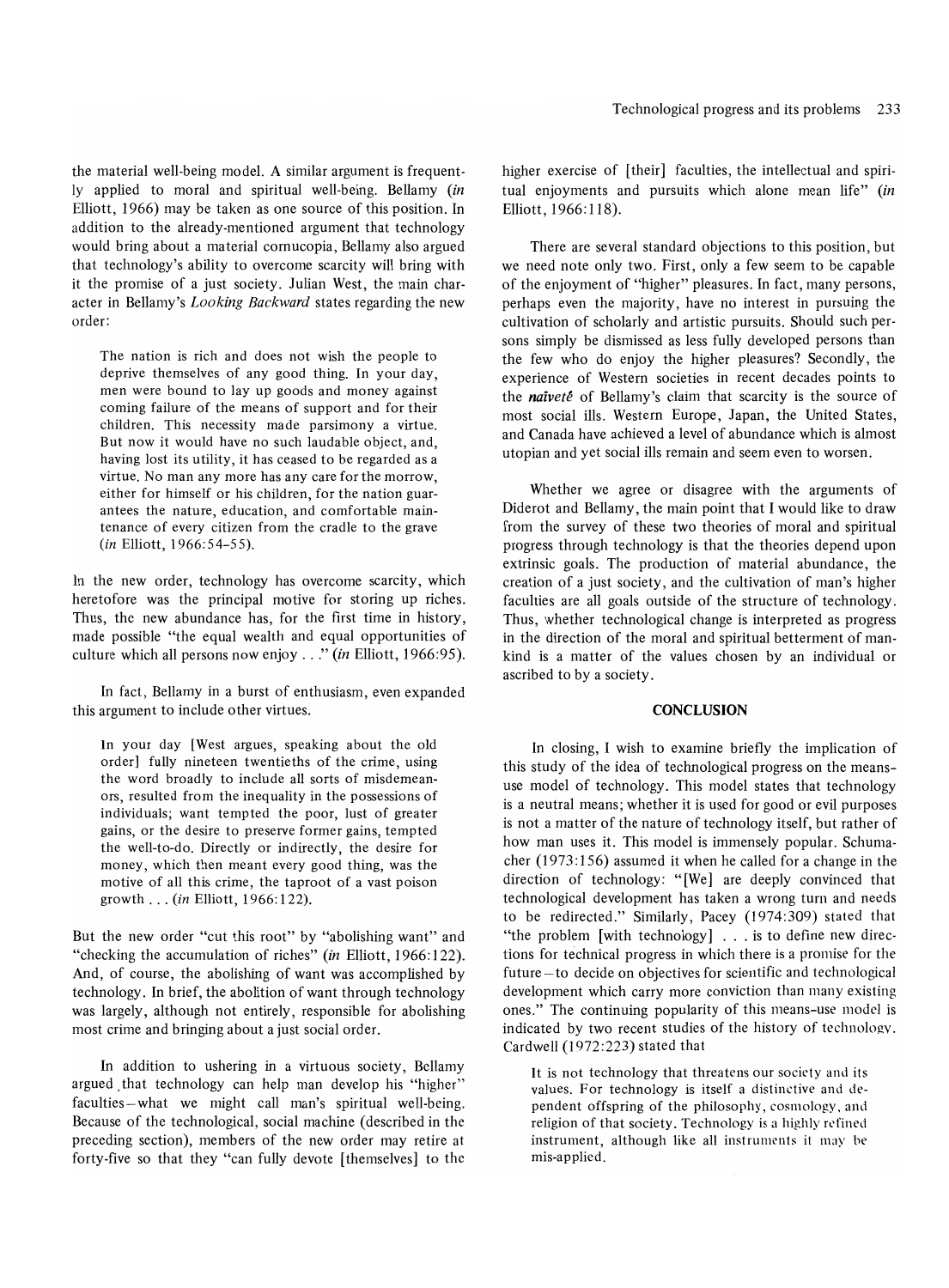the material well-being model. A similar argument is frequently applied to moral and spiritual well-being. Bellamy (*in* Elliott, 1966) may be taken as one source of this position. In addition to the already-mentioned argument that technology would bring about a material cornucopia, Bellamy also argued that technology's ability to overcome scarcity will bring with it the promise of a just society. Julian West, the main character in Bellamy's *Looking Backward* states regarding the new order:

> The nation is rich and does not wish the people to deprive themselves of any good thing. In your day, men were bound to lay up goods and money against coming failure of the means of support and for their children. This necessity made parsimony a virtue. But now it would have no such laudable object, and, having lost its utility, it has ceased to be regarded as a virtue. No man any more has any care for the morrow, either for himself or his children, for the nation guarantees the nature, education, and comfortable maintenance of every citizen from the cradle to the grave (*in* Elliott, 1966:54–55).

In the new order, technology has overcome scarcity, which heretofore was the principal motive for storing up riches. Thus, the new abundance has, for the first time in history, made possible "the equal wealth and equal opportunities of culture which all persons now enjoy . . ." (*in* Elliott, 1966:95).

In fact, Bellamy in a burst of enthusiasm, even expanded this argument to include other virtues.

> In your day [West argues, speaking about the old order] fully nineteen twentieths of the crime, using the word broadly to include all sorts of misdemeanors, resulted from the inequality in the possessions of individuals; want tempted the poor, lust of greater gains, or the desire to preserve former gains, tempted the well-to-do. Directly or indirectly, the desire for money, which then meant every good thing, was the motive of all this crime, the taproot of a vast poison growth . . . (*in* Elliott, 1966:122).

But the new order "cut this root" by "abolishing want" and "checking the accumulation of riches" (*in* Elliott, 1966:122). And, of course, the abolishing of want was accomplished by technology. In brief, the abolition of want through technology was largely, although not entirely, responsible for abolishing most crime and bringing about a just social order.

In addition to ushering in a virtuous society, Bellamy argued that technology can help man develop his "higher" faculties—what we might call man's spiritual well-being. Because of the technological, social machine (described in the preceding section), members of the new order may retire at forty-five so that they "can fully devote [themselves] to the higher exercise of [their] faculties, the intellectual and spiritual enjoyments and pursuits which alone mean life" (*in* Elliott, 1966:118).

There are several standard objections to this position, but we need note only two. First, only a few seem to be capable of the enjoyment of "higher" pleasures. In fact, many persons, perhaps even the majority, have no interest in pursuing the cultivation of scholarly and artistic pursuits. Should such persons simply be dismissed as less fully developed persons than the few who do enjoy the higher pleasures? Secondly, the experience of Western societies in recent decades points to the ***naïveté*** of Bellamy's claim that scarcity is the source of most social ills. Western Europe, Japan, the United States, and Canada have achieved a level of abundance which is almost utopian and yet social ills remain and seem even to worsen.

Whether we agree or disagree with the arguments of Diderot and Bellamy, the main point that I would like to draw from the survey of these two theories of moral and spiritual progress through technology is that the theories depend upon extrinsic goals. The production of material abundance, the creation of a just society, and the cultivation of man's higher faculties are all goals outside of the structure of technology. Thus, whether technological change is interpreted as progress in the direction of the moral and spiritual betterment of mankind is a matter of the values chosen by an individual or ascribed to by a society.

## CONCLUSION

In closing, I wish to examine briefly the implication of this study of the idea of technological progress on the means-use model of technology. This model states that technology is a neutral means; whether it is used for good or evil purposes is not a matter of the nature of technology itself, but rather of how man uses it. This model is immensely popular. Schumacher (1973:156) assumed it when he called for a change in the direction of technology: "[We] are deeply convinced that technological development has taken a wrong turn and needs to be redirected." Similarly, Pacey (1974:309) stated that "the problem [with technology] . . . is to define new directions for technical progress in which there is a promise for the future—to decide on objectives for scientific and technological development which carry more conviction than many existing ones." The continuing popularity of this means-use model is indicated by two recent studies of the history of technology. Cardwell (1972:223) stated that

> It is not technology that threatens our society and its values. For technology is itself a distinctive and dependent offspring of the philosophy, cosmology, and religion of that society. Technology is a highly refined instrument, although like all instruments it may be mis-applied.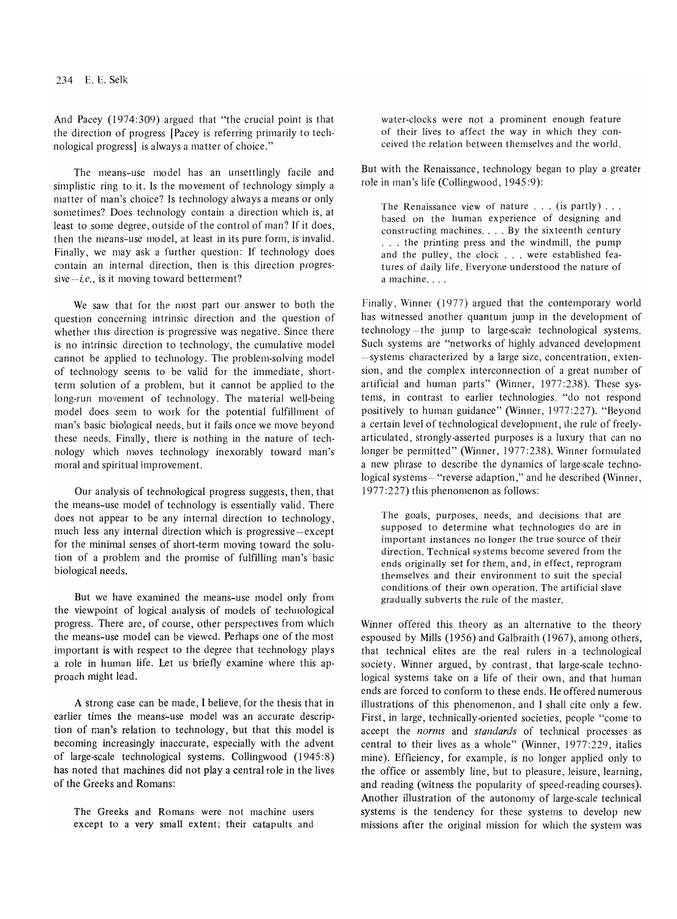And Pacey (1974:309) argued that "the crucial point is that the direction of progress [Pacey is referring primarily to technological progress] is always a matter of choice."

The means-use model has an unsettlingly facile and simplistic ring to it. Is the movement of technology simply a matter of man's choice? Is technology always a means or only sometimes? Does technology contain a direction which is, at least to some degree, outside of the control of man? If it does, then the means-use model, at least in its pure form, is invalid. Finally, we may ask a further question: If technology does contain an internal direction, then is this direction progressive—*i.e.*, is it moving toward betterment?

We saw that for the most part our answer to both the question concerning intrinsic direction and the question of whether this direction is progressive was negative. Since there is no intrinsic direction to technology, the cumulative model cannot be applied to technology. The problem-solving model of technology seems to be valid for the immediate, short-term solution of a problem, but it cannot be applied to the long-run movement of technology. The material well-being model does seem to work for the potential fulfillment of man's basic biological needs, but it fails once we move beyond these needs. Finally, there is nothing in the nature of technology which moves technology inexorably toward man's moral and spiritual improvement.

Our analysis of technological progress suggests, then, that the means-use model of technology is essentially valid. There does not appear to be any internal direction to technology, much less any internal direction which is progressive—except for the minimal senses of short-term moving toward the solution of a problem and the promise of fulfilling man's basic biological needs.

But we have examined the means-use model only from the viewpoint of logical analysis of models of technological progress. There are, of course, other perspectives from which the means-use model can be viewed. Perhaps one of the most important is with respect to the degree that technology plays a role in human life. Let us briefly examine where this approach might lead.

A strong case can be made, I believe, for the thesis that in earlier times the means-use model was an accurate description of man's relation to technology, but that this model is becoming increasingly inaccurate, especially with the advent of large-scale technological systems. Collingwood (1945:8) has noted that machines did not play a central role in the lives of the Greeks and Romans:

> The Greeks and Romans were not machine users except to a very small extent; their catapults and water-clocks were not a prominent enough feature of their lives to affect the way in which they conceived the relation between themselves and the world.

But with the Renaissance, technology began to play a greater role in man's life (Collingwood, 1945:9):

> The Renaissance view of nature . . . (is partly) . . . based on the human experience of designing and constructing machines. . . . By the sixteenth century . . . the printing press and the windmill, the pump and the pulley, the clock . . . were established features of daily life. Everyone understood the nature of a machine. . . .

Finally, Winner (1977) argued that the contemporary world has witnessed another quantum jump in the development of technology—the jump to large-scale technological systems. Such systems are "networks of highly advanced development—systems characterized by a large size, concentration, extension, and the complex interconnection of a great number of artificial and human parts" (Winner, 1977:238). These systems, in contrast to earlier technologies, "do not respond positively to human guidance" (Winner, 1977:227). "Beyond a certain level of technological development, the rule of freely-articulated, strongly-asserted purposes is a luxury that can no longer be permitted" (Winner, 1977:238). Winner formulated a new phrase to describe the dynamics of large-scale technological systems—"reverse adaption," and he described (Winner, 1977:227) this phenomenon as follows:

> The goals, purposes, needs, and decisions that are supposed to determine what technologies do are in important instances no longer the true source of their direction. Technical systems become severed from the ends originally set for them, and, in effect, reprogram themselves and their environment to suit the special conditions of their own operation. The artificial slave gradually subverts the rule of the master.

Winner offered this theory as an alternative to the theory espoused by Mills (1956) and Galbraith (1967), among others, that technical elites are the real rulers in a technological society. Winner argued, by contrast, that large-scale technological systems take on a life of their own, and that human ends are forced to conform to these ends. He offered numerous illustrations of this phenomenon, and I shall cite only a few. First, in large, technically-oriented societies, people "come to accept the *norms* and *standards* of technical processes as central to their lives as a whole" (Winner, 1977:229, italics mine). Efficiency, for example, is no longer applied only to the office or assembly line, but to pleasure, leisure, learning, and reading (witness the popularity of speed-reading courses). Another illustration of the autonomy of large-scale technical systems is the tendency for these systems to develop new missions after the original mission for which the system was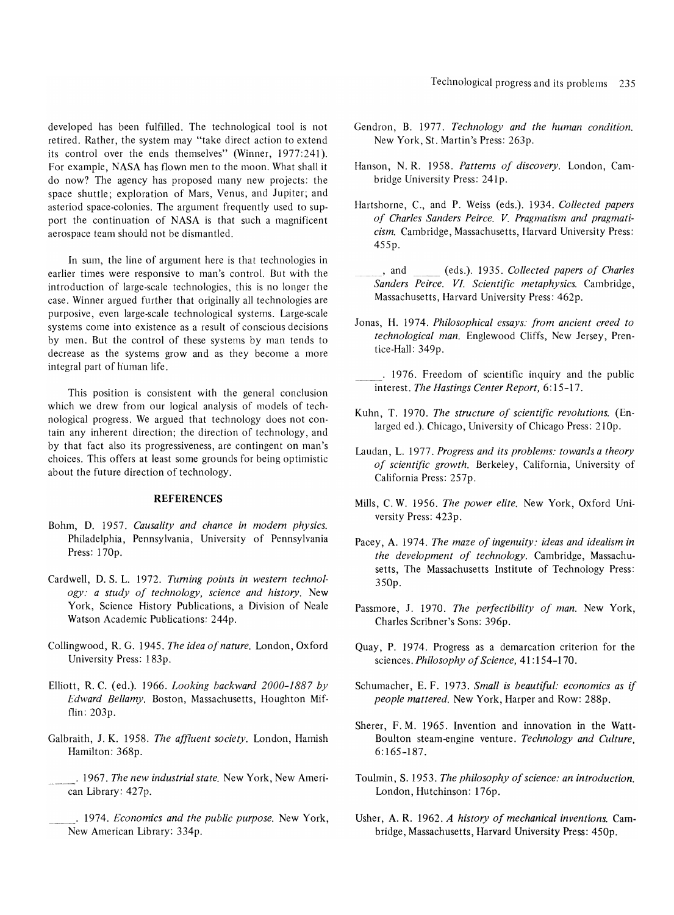developed has been fulfilled. The technological tool is not retired. Rather, the system may "take direct action to extend its control over the ends themselves" (Winner, 1977:241). For example, NASA has flown men to the moon. What shall it do now? The agency has proposed many new projects: the space shuttle; exploration of Mars, Venus, and Jupiter; and asteriod space-colonies. The argument frequently used to support the continuation of NASA is that such a magnificent aerospace team should not be dismantled.

In sum, the line of argument here is that technologies in earlier times were responsive to man's control. But with the introduction of large-scale technologies, this is no longer the case. Winner argued further that originally all technologies are purposive, even large-scale technological systems. Large-scale systems come into existence as a result of conscious decisions by men. But the control of these systems by man tends to decrease as the systems grow and as they become a more integral part of human life.

This position is consistent with the general conclusion which we drew from our logical analysis of models of technological progress. We argued that technology does not contain any inherent direction; the direction of technology, and by that fact also its progressiveness, are contingent on man's choices. This offers at least some grounds for being optimistic about the future direction of technology.

## REFERENCES

Bohm, D. 1957. *Causality and chance in modern physics.* Philadelphia, Pennsylvania, University of Pennsylvania Press: 170p.

Cardwell, D. S. L. 1972. *Turning points in western technology: a study of technology, science and history.* New York, Science History Publications, a Division of Neale Watson Academic Publications: 244p.

Collingwood, R. G. 1945. *The idea of nature.* London, Oxford University Press: 183p.

Elliott, R. C. (ed.). 1966. *Looking backward 2000-1887 by Edward Bellamy.* Boston, Massachusetts, Houghton Mifflin: 203p.

Galbraith, J. K. 1958. *The affluent society.* London, Hamish Hamilton: 368p.

_____. 1967. *The new industrial state.* New York, New American Library: 427p.

_____. 1974. *Economics and the public purpose.* New York, New American Library: 334p.

Gendron, B. 1977. *Technology and the human condition.* New York, St. Martin's Press: 263p.

Hanson, N. R. 1958. *Patterns of discovery.* London, Cambridge University Press: 241p.

Hartshorne, C., and P. Weiss (eds.). 1934. *Collected papers of Charles Sanders Peirce. V. Pragmatism and pragmaticism.* Cambridge, Massachusetts, Harvard University Press: 455p.

_____, and _____ (eds.). 1935. *Collected papers of Charles Sanders Peirce. VI. Scientific metaphysics.* Cambridge, Massachusetts, Harvard University Press: 462p.

Jonas, H. 1974. *Philosophical essays: from ancient creed to technological man.* Englewood Cliffs, New Jersey, Prentice-Hall: 349p.

_____. 1976. Freedom of scientific inquiry and the public interest. *The Hastings Center Report,* 6:15-17.

Kuhn, T. 1970. *The structure of scientific revolutions.* (Enlarged ed.). Chicago, University of Chicago Press: 210p.

Laudan, L. 1977. *Progress and its problems: towards a theory of scientific growth.* Berkeley, California, University of California Press: 257p.

Mills, C. W. 1956. *The power elite.* New York, Oxford University Press: 423p.

Pacey, A. 1974. *The maze of ingenuity: ideas and idealism in the development of technology.* Cambridge, Massachusetts, The Massachusetts Institute of Technology Press: 350p.

Passmore, J. 1970. *The perfectibility of man.* New York, Charles Scribner's Sons: 396p.

Quay, P. 1974. Progress as a demarcation criterion for the sciences. *Philosophy of Science,* 41:154-170.

Schumacher, E. F. 1973. *Small is beautiful: economics as if people mattered.* New York, Harper and Row: 288p.

Sherer, F. M. 1965. Invention and innovation in the Watt-Boulton steam-engine venture. *Technology and Culture,* 6:165-187.

Toulmin, S. 1953. *The philosophy of science: an introduction.* London, Hutchinson: 176p.

Usher, A. R. 1962. *A history of mechanical inventions.* Cambridge, Massachusetts, Harvard University Press: 450p.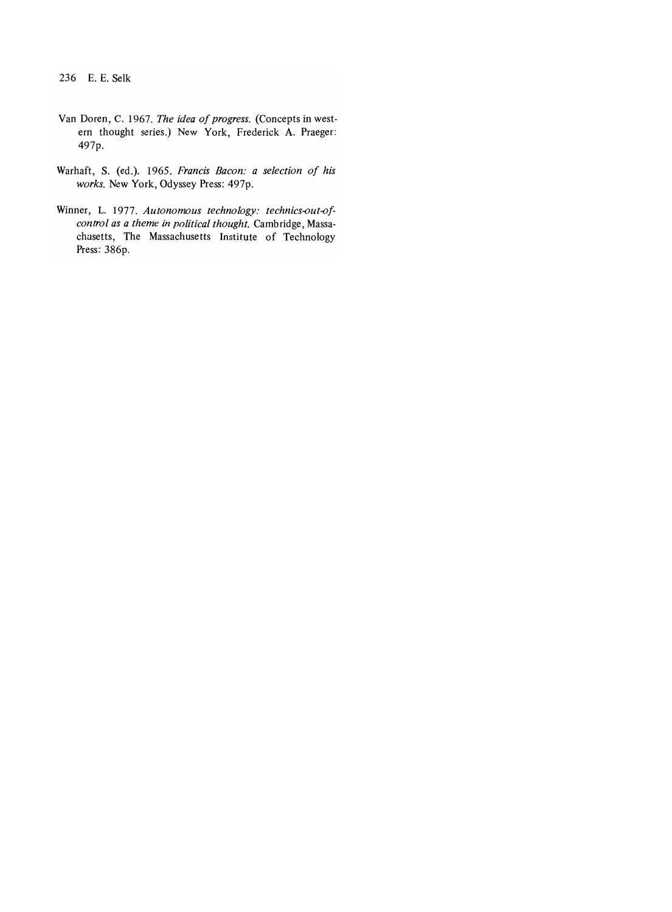Van Doren, C. 1967. *The idea of progress.* (Concepts in western thought series.) New York, Frederick A. Praeger: 497p.

Warhaft, S. (ed.). 1965. *Francis Bacon: a selection of his works.* New York, Odyssey Press: 497p.

Winner, L. 1977. *Autonomous technology: technics-out-of-control as a theme in political thought.* Cambridge, Massachusetts, The Massachusetts Institute of Technology Press: 386p.